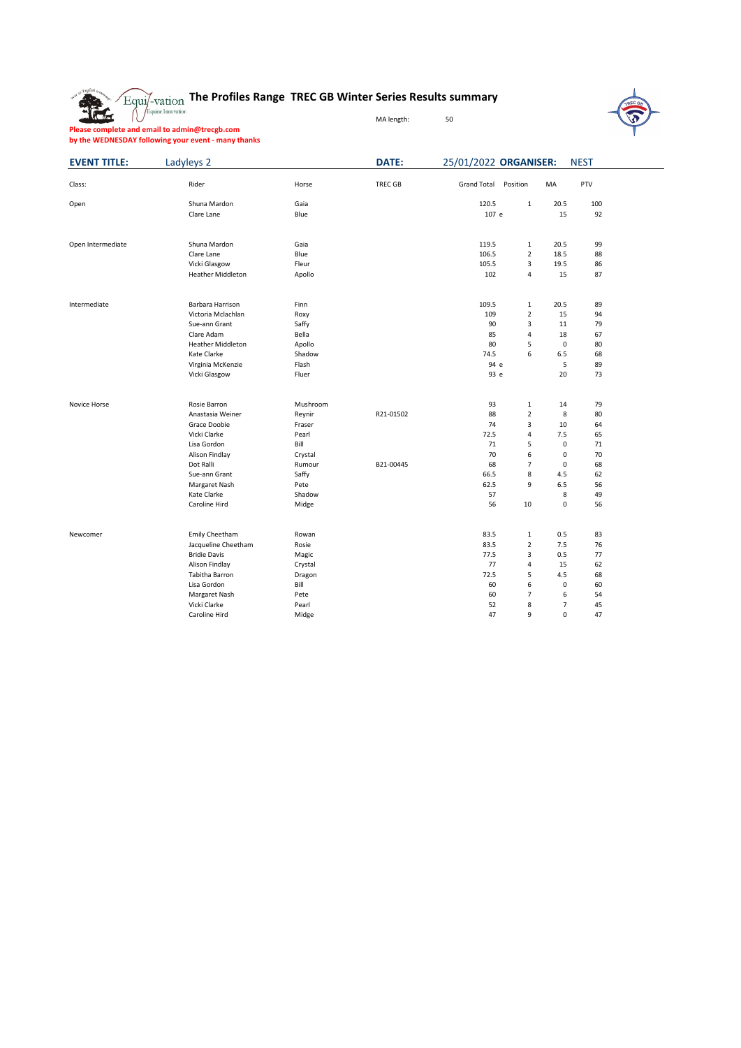# The Profiles Range TREC GB Winter Series Results summary

MA length: 50

**Please complete and email to admin@trecgb.com**
**by the WEDNESDAY following your event - many thanks**

| **EVENT TITLE:** | Ladyleys 2 | | **DATE:** | 25/01/2022 | **ORGANISER:** | NEST | |
|---|---|---|---|---|---|---|---|

| Class: | Rider | Horse | TREC GB | Grand Total | Position | MA | PTV |
|---|---|---|---|---|---|---|---|
| Open | Shuna Mardon | Gaia | | 120.5 | 1 | 20.5 | 100 |
| | Clare Lane | Blue | | 107 e | | 15 | 92 |
| Open Intermediate | Shuna Mardon | Gaia | | 119.5 | 1 | 20.5 | 99 |
| | Clare Lane | Blue | | 106.5 | 2 | 18.5 | 88 |
| | Vicki Glasgow | Fleur | | 105.5 | 3 | 19.5 | 86 |
| | Heather Middleton | Apollo | | 102 | 4 | 15 | 87 |
| Intermediate | Barbara Harrison | Finn | | 109.5 | 1 | 20.5 | 89 |
| | Victoria Mclachlan | Roxy | | 109 | 2 | 15 | 94 |
| | Sue-ann Grant | Saffy | | 90 | 3 | 11 | 79 |
| | Clare Adam | Bella | | 85 | 4 | 18 | 67 |
| | Heather Middleton | Apollo | | 80 | 5 | 0 | 80 |
| | Kate Clarke | Shadow | | 74.5 | 6 | 6.5 | 68 |
| | Virginia McKenzie | Flash | | 94 e | | 5 | 89 |
| | Vicki Glasgow | Fluer | | 93 e | | 20 | 73 |
| Novice Horse | Rosie Barron | Mushroom | | 93 | 1 | 14 | 79 |
| | Anastasia Weiner | Reynir | R21-01502 | 88 | 2 | 8 | 80 |
| | Grace Doobie | Fraser | | 74 | 3 | 10 | 64 |
| | Vicki Clarke | Pearl | | 72.5 | 4 | 7.5 | 65 |
| | Lisa Gordon | Bill | | 71 | 5 | 0 | 71 |
| | Alison Findlay | Crystal | | 70 | 6 | 0 | 70 |
| | Dot Ralli | Rumour | B21-00445 | 68 | 7 | 0 | 68 |
| | Sue-ann Grant | Saffy | | 66.5 | 8 | 4.5 | 62 |
| | Margaret Nash | Pete | | 62.5 | 9 | 6.5 | 56 |
| | Kate Clarke | Shadow | | 57 | | 8 | 49 |
| | Caroline Hird | Midge | | 56 | 10 | 0 | 56 |
| Newcomer | Emily Cheetham | Rowan | | 83.5 | 1 | 0.5 | 83 |
| | Jacqueline Cheetham | Rosie | | 83.5 | 2 | 7.5 | 76 |
| | Bridie Davis | Magic | | 77.5 | 3 | 0.5 | 77 |
| | Alison Findlay | Crystal | | 77 | 4 | 15 | 62 |
| | Tabitha Barron | Dragon | | 72.5 | 5 | 4.5 | 68 |
| | Lisa Gordon | Bill | | 60 | 6 | 0 | 60 |
| | Margaret Nash | Pete | | 60 | 7 | 6 | 54 |
| | Vicki Clarke | Pearl | | 52 | 8 | 7 | 45 |
| | Caroline Hird | Midge | | 47 | 9 | 0 | 47 |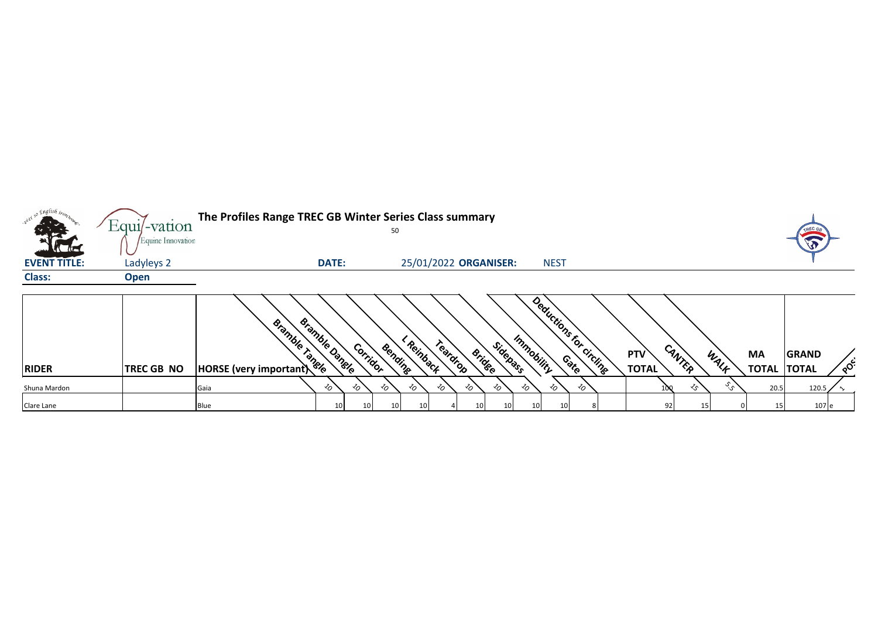# The Profiles Range TREC GB Winter Series Class summary

50

**EVENT TITLE:** Ladyleys 2 **DATE:** 25/01/2022 **ORGANISER:** NEST

**Class:** **Open**

| RIDER | TREC GB NO | HORSE (very important) | Bramble Tangle | Bramble Dangle | Corridor | Bending | L Reinback | Teardrop | Bridge | Sidepass | Immobility | Gate | Deductions for circling | PTV TOTAL | CANTER | WALK | MA TOTAL | GRAND TOTAL | POS |
|---|---|---|---|---|---|---|---|---|---|---|---|---|---|---|---|---|---|---|---|
| Shuna Mardon | | Gaia | 10 | 10 | 10 | 10 | 10 | 10 | 10 | 10 | 10 | 10 | | 100 | 15 | 5.5 | 20.5 | 120.5 | 1 |
| Clare Lane | | Blue | 10 | 10 | 10 | 10 | 4 | 10 | 10 | 10 | 10 | 8 | | 92 | 15 | 0 | 15 | 107 | e |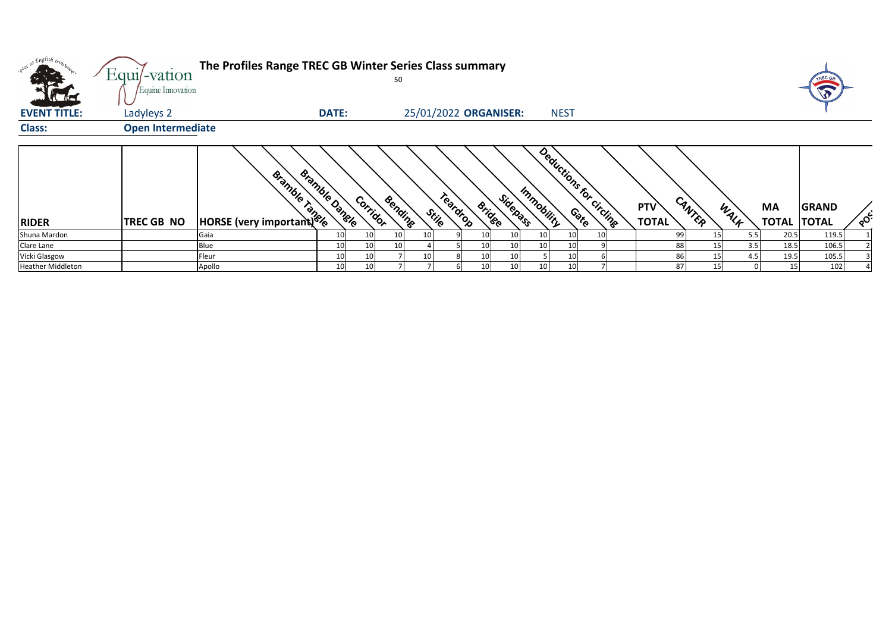**The Profiles Range TREC GB Winter Series Class summary**

50

**EVENT TITLE:** Ladyleys 2 **DATE:** 25/01/2022 **ORGANISER:** NEST

**Class:** **Open Intermediate**

| RIDER | TREC GB NO | HORSE (very important) | Bramble Tangle | Bramble Dangle | Corridor | Bending | Stile | Teardrop | Bridge | Sidepass | Immobility | Gate | Deductions for circling | PTV TOTAL | CANTER | WALK | MA TOTAL | GRAND TOTAL | POS |
|---|---|---|---|---|---|---|---|---|---|---|---|---|---|---|---|---|---|---|---|
| Shuna Mardon | | Gaia | 10 | 10 | 10 | 10 | 9 | 10 | 10 | 10 | 10 | 10 | | 99 | 15 | 5.5 | 20.5 | 119.5 | 1 |
| Clare Lane | | Blue | 10 | 10 | 10 | 4 | 5 | 10 | 10 | 10 | 10 | 9 | | 88 | 15 | 3.5 | 18.5 | 106.5 | 2 |
| Vicki Glasgow | | Fleur | 10 | 10 | 7 | 10 | 8 | 10 | 10 | 5 | 10 | 6 | | 86 | 15 | 4.5 | 19.5 | 105.5 | 3 |
| Heather Middleton | | Apollo | 10 | 10 | 7 | 7 | 6 | 10 | 10 | 10 | 10 | 7 | | 87 | 15 | 0 | 15 | 102 | 4 |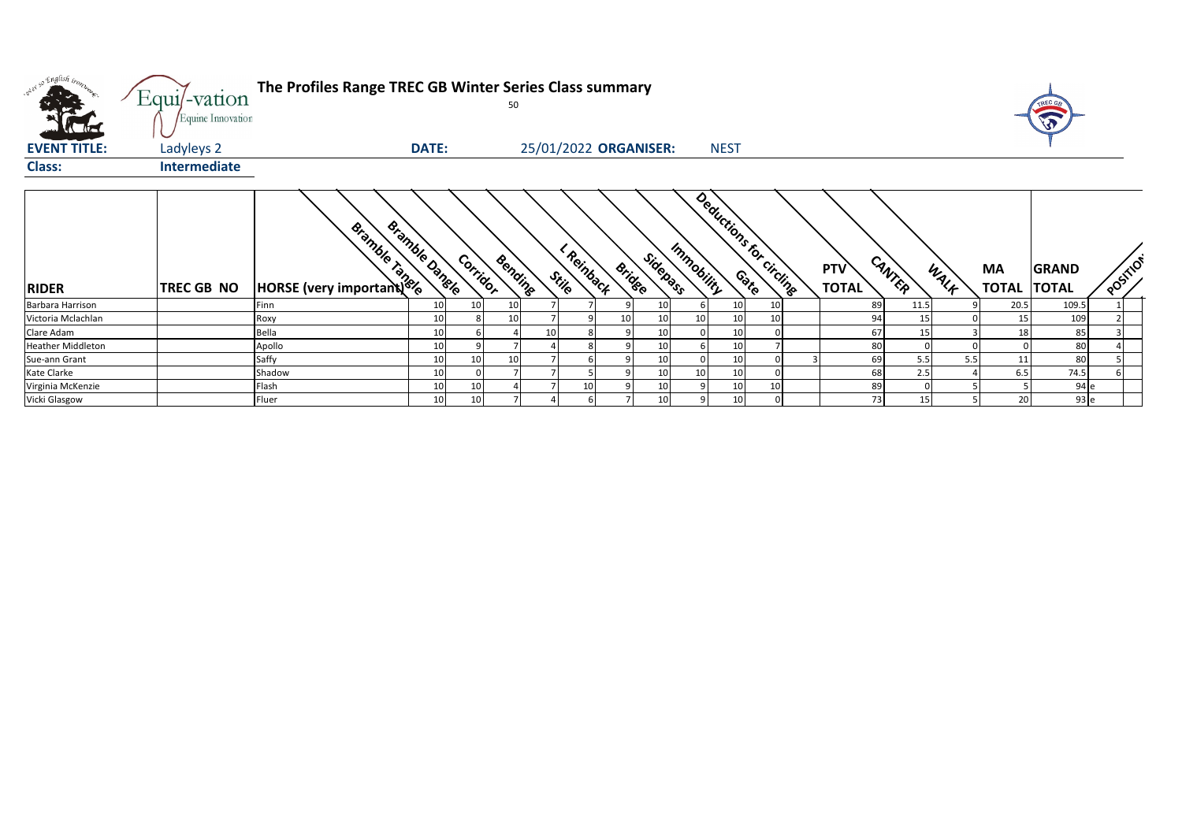Equi-vation
Equine Innovation

# The Profiles Range TREC GB Winter Series Class summary

50

**EVENT TITLE:** Ladyleys 2 **DATE:** 25/01/2022 **ORGANISER:** NEST

**Class:** **Intermediate**

| RIDER | TREC GB NO | HORSE (very important) | Bramble Tangle | Bramble Dangle | Corridor | Bending | Stile | L Reinback | Bridge | Sidepass | Immobility | Gate | Deductions for circling | PTV TOTAL | CANTER | WALK | MA TOTAL | GRAND TOTAL | POSITION |
|---|---|---|---|---|---|---|---|---|---|---|---|---|---|---|---|---|---|---|---|
| Barbara Harrison | | Finn | 10 | 10 | 10 | 7 | 7 | 9 | 10 | 6 | 10 | 10 | | 89 | 11.5 | 9 | 20.5 | 109.5 | 1 |
| Victoria Mclachlan | | Roxy | 10 | 8 | 10 | 7 | 9 | 10 | 10 | 10 | 10 | 10 | | 94 | 15 | 0 | 15 | 109 | 2 |
| Clare Adam | | Bella | 10 | 6 | 4 | 10 | 8 | 9 | 10 | 0 | 10 | 0 | | 67 | 15 | 3 | 18 | 85 | 3 |
| Heather Middleton | | Apollo | 10 | 9 | 7 | 4 | 8 | 9 | 10 | 6 | 10 | 7 | | 80 | 0 | 0 | 0 | 80 | 4 |
| Sue-ann Grant | | Saffy | 10 | 10 | 10 | 7 | 6 | 9 | 10 | 0 | 10 | 0 | 3 | 69 | 5.5 | 5.5 | 11 | 80 | 5 |
| Kate Clarke | | Shadow | 10 | 0 | 7 | 7 | 5 | 9 | 10 | 10 | 10 | 0 | | 68 | 2.5 | 4 | 6.5 | 74.5 | 6 |
| Virginia McKenzie | | Flash | 10 | 10 | 4 | 7 | 10 | 9 | 10 | 9 | 10 | 10 | | 89 | 0 | 5 | 5 | 94 | e |
| Vicki Glasgow | | Fluer | 10 | 10 | 7 | 4 | 6 | 7 | 10 | 9 | 10 | 0 | | 73 | 15 | 5 | 20 | 93 | e |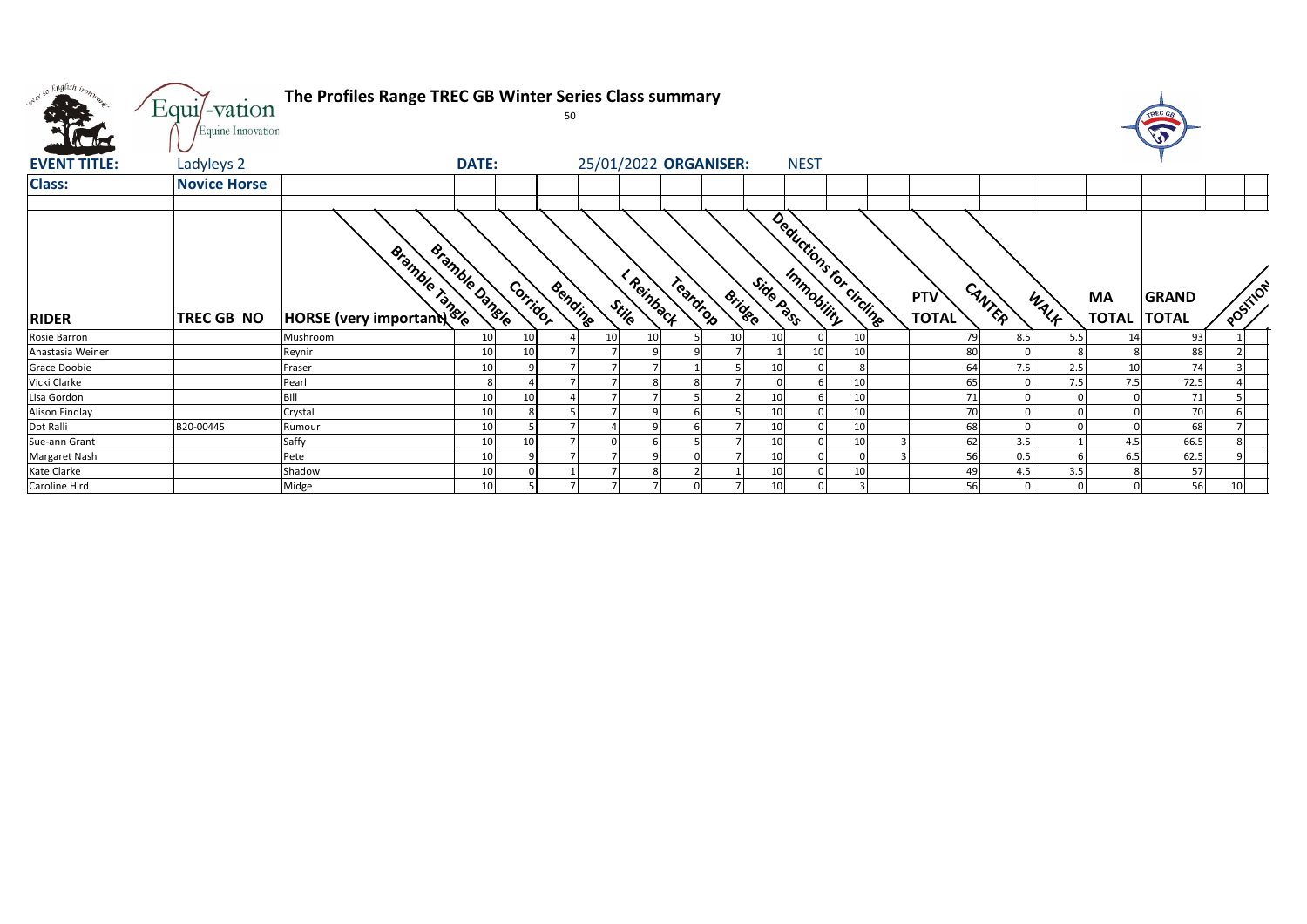# The Profiles Range TREC GB Winter Series Class summary

50

**EVENT TITLE:** Ladyleys 2 **DATE:** 25/01/2022 **ORGANISER:** NEST

**Class:** Novice Horse

| RIDER | TREC GB NO | HORSE (very important) | Bramble Tangle | Bramble Dangle | Corridor | Bending | Stile | L Reinback | Teardrop | Bridge | Side Pass | Immobility | Deductions for circling | PTV TOTAL | CANTER | WALK | MA TOTAL | GRAND TOTAL | POSITION |
|---|---|---|---|---|---|---|---|---|---|---|---|---|---|---|---|---|---|---|---|
| Rosie Barron | | Mushroom | 10 | 10 | 4 | 10 | 10 | 5 | 10 | 10 | 0 | 10 | | 79 | 8.5 | 5.5 | 14 | 93 | 1 |
| Anastasia Weiner | | Reynir | 10 | 10 | 7 | 7 | 9 | 9 | 7 | 1 | 10 | 10 | | 80 | 0 | 8 | 8 | 88 | 2 |
| Grace Doobie | | Fraser | 10 | 9 | 7 | 7 | 7 | 1 | 5 | 10 | 0 | 8 | | 64 | 7.5 | 2.5 | 10 | 74 | 3 |
| Vicki Clarke | | Pearl | 8 | 4 | 7 | 7 | 8 | 8 | 7 | 0 | 6 | 10 | | 65 | 0 | 7.5 | 7.5 | 72.5 | 4 |
| Lisa Gordon | | Bill | 10 | 10 | 4 | 7 | 7 | 5 | 2 | 10 | 6 | 10 | | 71 | 0 | 0 | 0 | 71 | 5 |
| Alison Findlay | | Crystal | 10 | 8 | 5 | 7 | 9 | 6 | 5 | 10 | 0 | 10 | | 70 | 0 | 0 | 0 | 70 | 6 |
| Dot Ralli | B20-00445 | Rumour | 10 | 5 | 7 | 4 | 9 | 6 | 7 | 10 | 0 | 10 | | 68 | 0 | 0 | 0 | 68 | 7 |
| Sue-ann Grant | | Saffy | 10 | 10 | 7 | 0 | 6 | 5 | 7 | 10 | 0 | 10 | 3 | 62 | 3.5 | 1 | 4.5 | 66.5 | 8 |
| Margaret Nash | | Pete | 10 | 9 | 7 | 7 | 9 | 0 | 7 | 10 | 0 | 0 | 3 | 56 | 0.5 | 6 | 6.5 | 62.5 | 9 |
| Kate Clarke | | Shadow | 10 | 0 | 1 | 7 | 8 | 2 | 1 | 10 | 0 | 10 | | 49 | 4.5 | 3.5 | 8 | 57 | |
| Caroline Hird | | Midge | 10 | 5 | 7 | 7 | 7 | 0 | 7 | 10 | 0 | 3 | | 56 | 0 | 0 | 0 | 56 | 10 |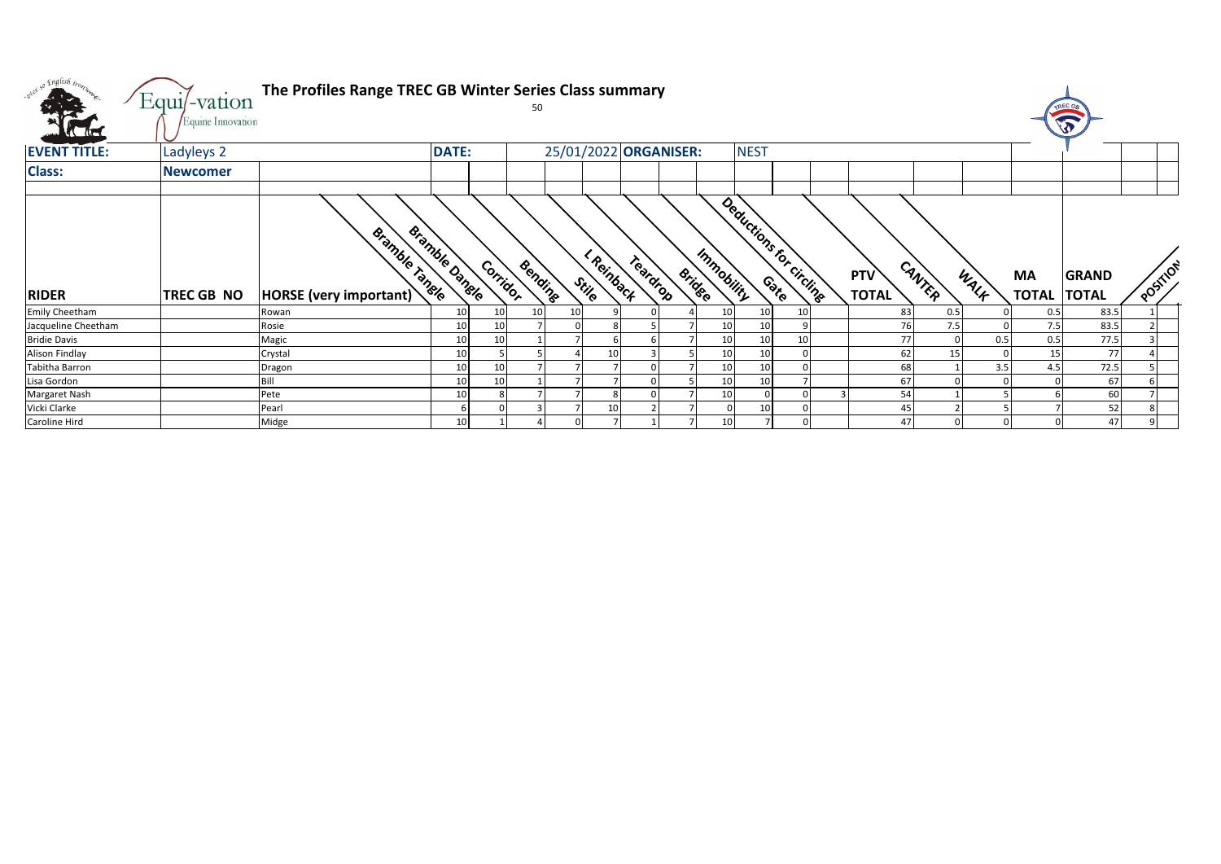# The Profiles Range TREC GB Winter Series Class summary

50

| EVENT TITLE: | Ladyleys 2 | DATE: | 25/01/2022 | ORGANISER: | NEST |
|---|---|---|---|---|---|
| Class: | Newcomer | | | | |

| RIDER | TREC GB NO | HORSE (very important) | Bramble Tangle | Bramble Dangle | Corridor | Bending | Stile | L Reinback | Teardrop | Bridge | Immobility | Gate | Deductions for circling | PTV TOTAL | CANTER | WALK | MA TOTAL | GRAND TOTAL | POSITION |
|---|---|---|---|---|---|---|---|---|---|---|---|---|---|---|---|---|---|---|---|
| Emily Cheetham | | Rowan | 10 | 10 | 10 | 10 | 9 | 0 | 4 | 10 | 10 | 10 | | 83 | 0.5 | 0 | 0.5 | 83.5 | 1 |
| Jacqueline Cheetham | | Rosie | 10 | 10 | 7 | 0 | 8 | 5 | 7 | 10 | 10 | 9 | | 76 | 7.5 | 0 | 7.5 | 83.5 | 2 |
| Bridie Davis | | Magic | 10 | 10 | 1 | 7 | 6 | 6 | 7 | 10 | 10 | 10 | | 77 | 0 | 0.5 | 0.5 | 77.5 | 3 |
| Alison Findlay | | Crystal | 10 | 5 | 5 | 4 | 10 | 3 | 5 | 10 | 10 | 0 | | 62 | 15 | 0 | 15 | 77 | 4 |
| Tabitha Barron | | Dragon | 10 | 10 | 7 | 7 | 7 | 0 | 7 | 10 | 10 | 0 | | 68 | 1 | 3.5 | 4.5 | 72.5 | 5 |
| Lisa Gordon | | Bill | 10 | 10 | 1 | 7 | 7 | 0 | 5 | 10 | 10 | 7 | | 67 | 0 | 0 | 0 | 67 | 6 |
| Margaret Nash | | Pete | 10 | 8 | 7 | 7 | 8 | 0 | 7 | 10 | 0 | 0 | 3 | 54 | 1 | 5 | 6 | 60 | 7 |
| Vicki Clarke | | Pearl | 6 | 0 | 3 | 7 | 10 | 2 | 7 | 0 | 10 | 0 | | 45 | 2 | 5 | 7 | 52 | 8 |
| Caroline Hird | | Midge | 10 | 1 | 4 | 0 | 7 | 1 | 7 | 10 | 7 | 0 | | 47 | 0 | 0 | 0 | 47 | 9 |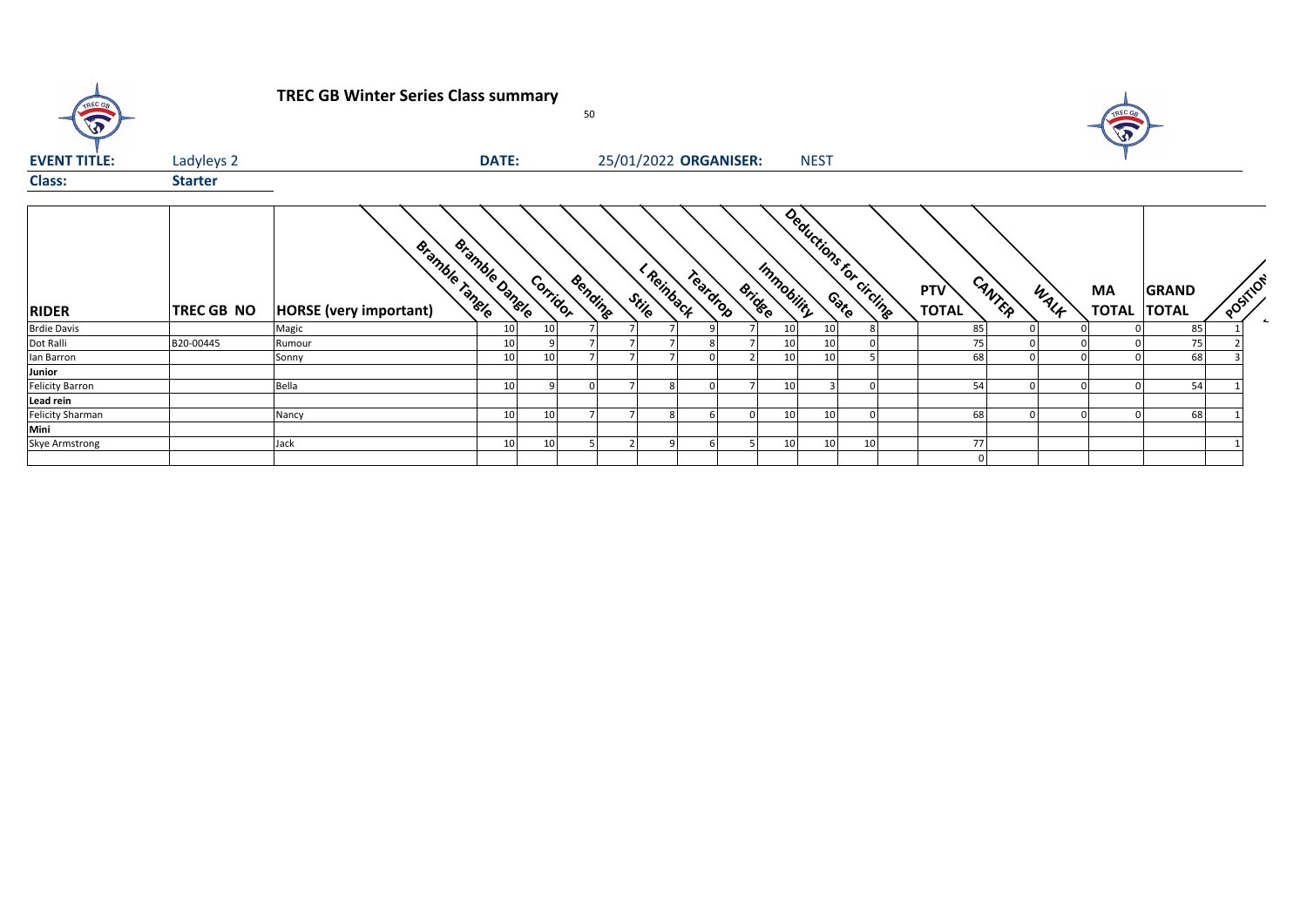# TREC GB Winter Series Class summary

50

**EVENT TITLE:** Ladyleys 2 **DATE:** 25/01/2022 **ORGANISER:** NEST

**Class:** **Starter**

| RIDER | TREC GB NO | HORSE (very important) | Bramble Tangle | Bramble Dangle | Corridor | Bending | Stile | L Reinback | Teardrop | Bridge | Immobility | Gate | Deductions for circling | PTV TOTAL | CANTER | WALK | MA TOTAL | GRAND TOTAL | POSITION |
|---|---|---|---|---|---|---|---|---|---|---|---|---|---|---|---|---|---|---|---|
| Brdie Davis | | Magic | 10 | 10 | 7 | 7 | 7 | 9 | 7 | 10 | 10 | 8 | | 85 | 0 | 0 | 0 | 85 | 1 |
| Dot Ralli | B20-00445 | Rumour | 10 | 9 | 7 | 7 | 7 | 8 | 7 | 10 | 10 | 0 | | 75 | 0 | 0 | 0 | 75 | 2 |
| Ian Barron | | Sonny | 10 | 10 | 7 | 7 | 7 | 0 | 2 | 10 | 10 | 5 | | 68 | 0 | 0 | 0 | 68 | 3 |
| **Junior** | | | | | | | | | | | | | | | | | | | |
| Felicity Barron | | Bella | 10 | 9 | 0 | 7 | 8 | 0 | 7 | 10 | 3 | 0 | | 54 | 0 | 0 | 0 | 54 | 1 |
| **Lead rein** | | | | | | | | | | | | | | | | | | | |
| Felicity Sharman | | Nancy | 10 | 10 | 7 | 7 | 8 | 6 | 0 | 10 | 10 | 0 | | 68 | 0 | 0 | 0 | 68 | 1 |
| **Mini** | | | | | | | | | | | | | | | | | | | |
| Skye Armstrong | | Jack | 10 | 10 | 5 | 2 | 9 | 6 | 5 | 10 | 10 | 10 | | 77 | | | | | 1 |
| | | | | | | | | | | | | | | 0 | | | | | |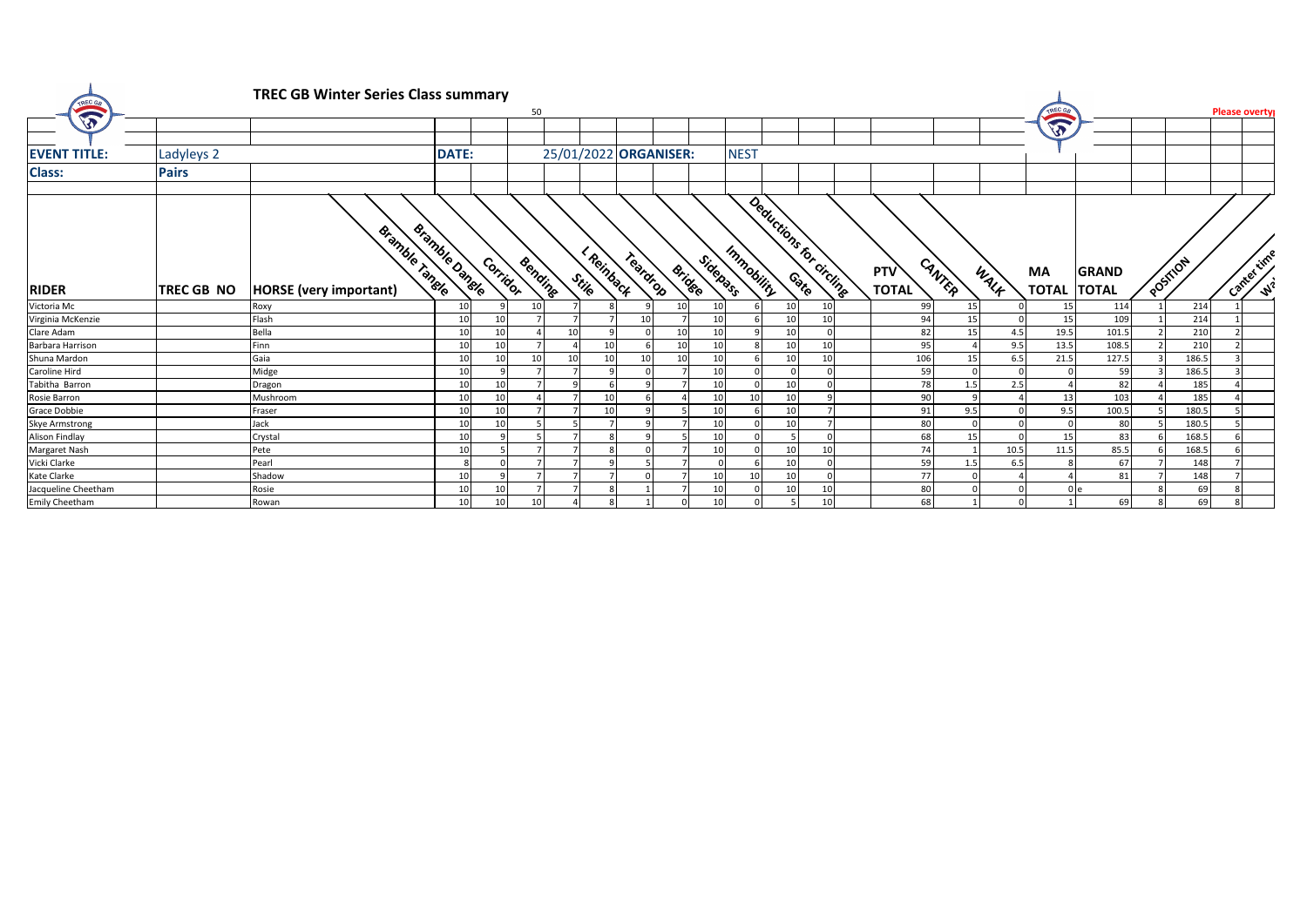# TREC GB Winter Series Class summary

50

**Please overtype**

| | | | | | |
|---|---|---|---|---|---|
| **EVENT TITLE:** | Ladyleys 2 | **DATE:** | 25/01/2022 | **ORGANISER:** | **NEST** |
| **Class:** | **Pairs** | | | | |

| RIDER | TREC GB NO | HORSE (very important) | Bramble Tangle | Bramble Dangle | Corridor | Bending | Stile | L Reinback | Teardrop | Bridge | Sidepass | Immobility | Gate | Deductions for circling | PTV TOTAL | CANTER | WALK | MA TOTAL | GRAND TOTAL | POSITION | | Canter time | Wa |
|---|---|---|---|---|---|---|---|---|---|---|---|---|---|---|---|---|---|---|---|---|---|---|---|
| Victoria Mc | | Roxy | 10 | 9 | 10 | 7 | 8 | 9 | 10 | 10 | 6 | 10 | 10 | | 99 | 15 | 0 | 15 | 114 | 1 | 214 | 1 | |
| Virginia McKenzie | | Flash | 10 | 10 | 7 | 7 | 7 | 10 | 7 | 10 | 6 | 10 | 10 | | 94 | 15 | 0 | 15 | 109 | 1 | 214 | 1 | |
| Clare Adam | | Bella | 10 | 10 | 4 | 10 | 9 | 0 | 10 | 10 | 9 | 10 | 0 | | 82 | 15 | 4.5 | 19.5 | 101.5 | 2 | 210 | 2 | |
| Barbara Harrison | | Finn | 10 | 10 | 7 | 4 | 10 | 6 | 10 | 10 | 8 | 10 | 10 | | 95 | 4 | 9.5 | 13.5 | 108.5 | 2 | 210 | 2 | |
| Shuna Mardon | | Gaia | 10 | 10 | 10 | 10 | 10 | 10 | 10 | 10 | 6 | 10 | 10 | | 106 | 15 | 6.5 | 21.5 | 127.5 | 3 | 186.5 | 3 | |
| Caroline Hird | | Midge | 10 | 9 | 7 | 7 | 9 | 0 | 7 | 10 | 0 | 0 | 0 | | 59 | 0 | 0 | 0 | 59 | 3 | 186.5 | 3 | |
| Tabitha Barron | | Dragon | 10 | 10 | 7 | 9 | 6 | 9 | 7 | 10 | 0 | 10 | 0 | | 78 | 1.5 | 2.5 | 4 | 82 | 4 | 185 | 4 | |
| Rosie Barron | | Mushroom | 10 | 10 | 4 | 7 | 10 | 6 | 4 | 10 | 10 | 10 | 9 | | 90 | 9 | 4 | 13 | 103 | 4 | 185 | 4 | |
| Grace Dobbie | | Fraser | 10 | 10 | 7 | 7 | 10 | 9 | 5 | 10 | 6 | 10 | 7 | | 91 | 9.5 | 0 | 9.5 | 100.5 | 5 | 180.5 | 5 | |
| Skye Armstrong | | Jack | 10 | 10 | 5 | 5 | 7 | 9 | 7 | 10 | 0 | 10 | 7 | | 80 | 0 | 0 | 0 | 80 | 5 | 180.5 | 5 | |
| Alison Findlay | | Crystal | 10 | 9 | 5 | 7 | 8 | 9 | 5 | 10 | 0 | 5 | 0 | | 68 | 15 | 0 | 15 | 83 | 6 | 168.5 | 6 | |
| Margaret Nash | | Pete | 10 | 5 | 7 | 7 | 8 | 0 | 7 | 10 | 0 | 10 | 10 | | 74 | 1 | 10.5 | 11.5 | 85.5 | 6 | 168.5 | 6 | |
| Vicki Clarke | | Pearl | 8 | 0 | 7 | 7 | 9 | 5 | 7 | 0 | 6 | 10 | 0 | | 59 | 1.5 | 6.5 | 8 | 67 | 7 | 148 | 7 | |
| Kate Clarke | | Shadow | 10 | 9 | 7 | 7 | 7 | 0 | 7 | 10 | 10 | 10 | 0 | | 77 | 0 | 4 | 4 | 81 | 7 | 148 | 7 | |
| Jacqueline Cheetham | | Rosie | 10 | 10 | 7 | 7 | 8 | 1 | 7 | 10 | 0 | 10 | 10 | | 80 | 0 | 0 | 0 e | | 8 | 69 | 8 | |
| Emily Cheetham | | Rowan | 10 | 10 | 10 | 4 | 8 | 1 | 0 | 10 | 0 | 5 | 10 | | 68 | 1 | 0 | 1 | 69 | 8 | 69 | 8 | |